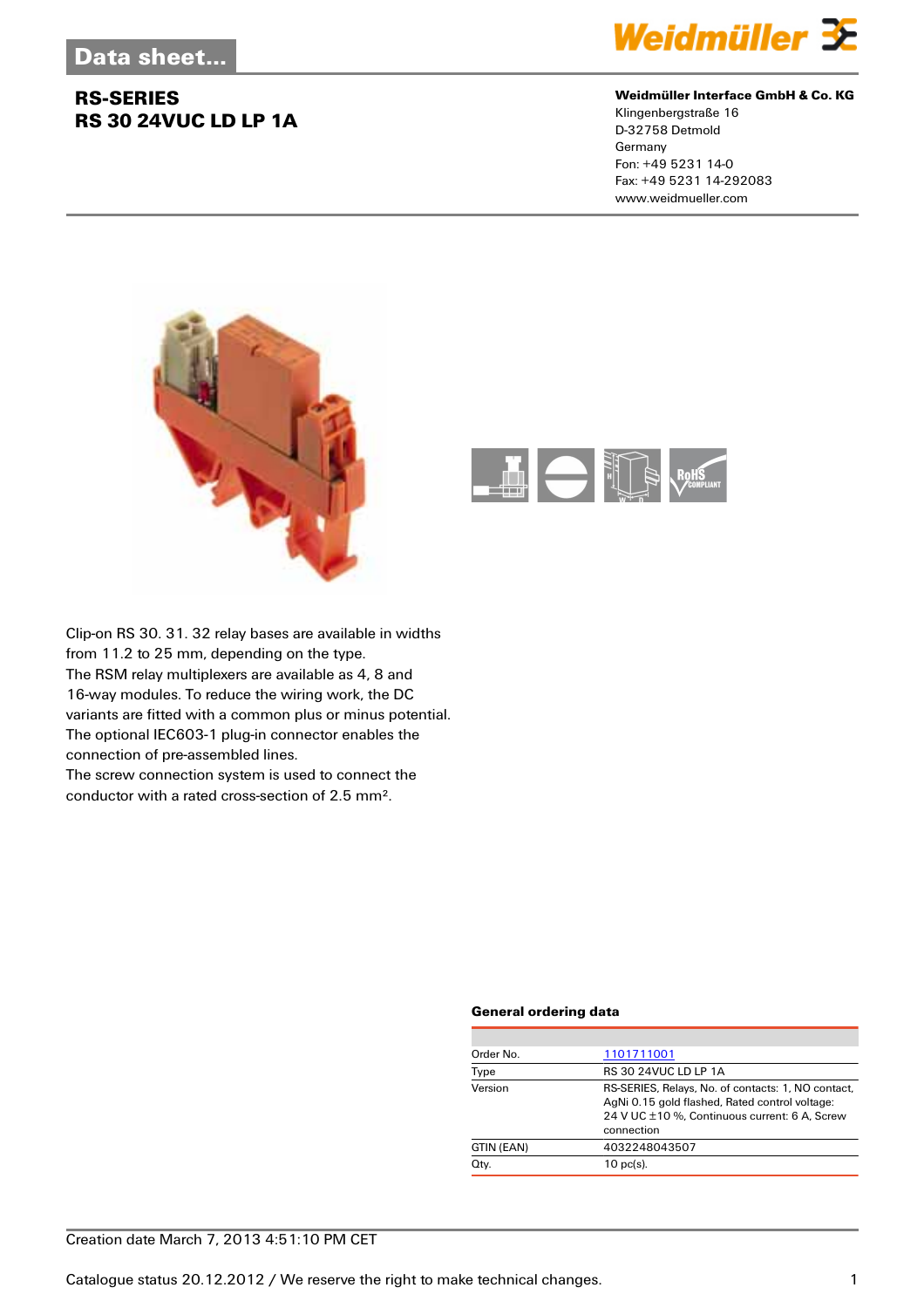# Data sheet...

## RS-SERIES
## RS 30 24VUC LD LP 1A

**Weidmüller Interface GmbH & Co. KG**
Klingenbergstraße 16
D-32758 Detmold
Germany
Fon: +49 5231 14-0
Fax: +49 5231 14-292083
www.weidmueller.com

Clip-on RS 30. 31. 32 relay bases are available in widths from 11.2 to 25 mm, depending on the type.
The RSM relay multiplexers are available as 4, 8 and 16-way modules. To reduce the wiring work, the DC variants are fitted with a common plus or minus potential.
The optional IEC603-1 plug-in connector enables the connection of pre-assembled lines.
The screw connection system is used to connect the conductor with a rated cross-section of 2.5 mm².

### General ordering data

| | |
|---|---|
| Order No. | 1101711001 |
| Type | RS 30 24VUC LD LP 1A |
| Version | RS-SERIES, Relays, No. of contacts: 1, NO contact, AgNi 0.15 gold flashed, Rated control voltage: 24 V UC ±10 %, Continuous current: 6 A, Screw connection |
| GTIN (EAN) | 4032248043507 |
| Qty. | 10 pc(s). |

Creation date March 7, 2013 4:51:10 PM CET

Catalogue status 20.12.2012 / We reserve the right to make technical changes.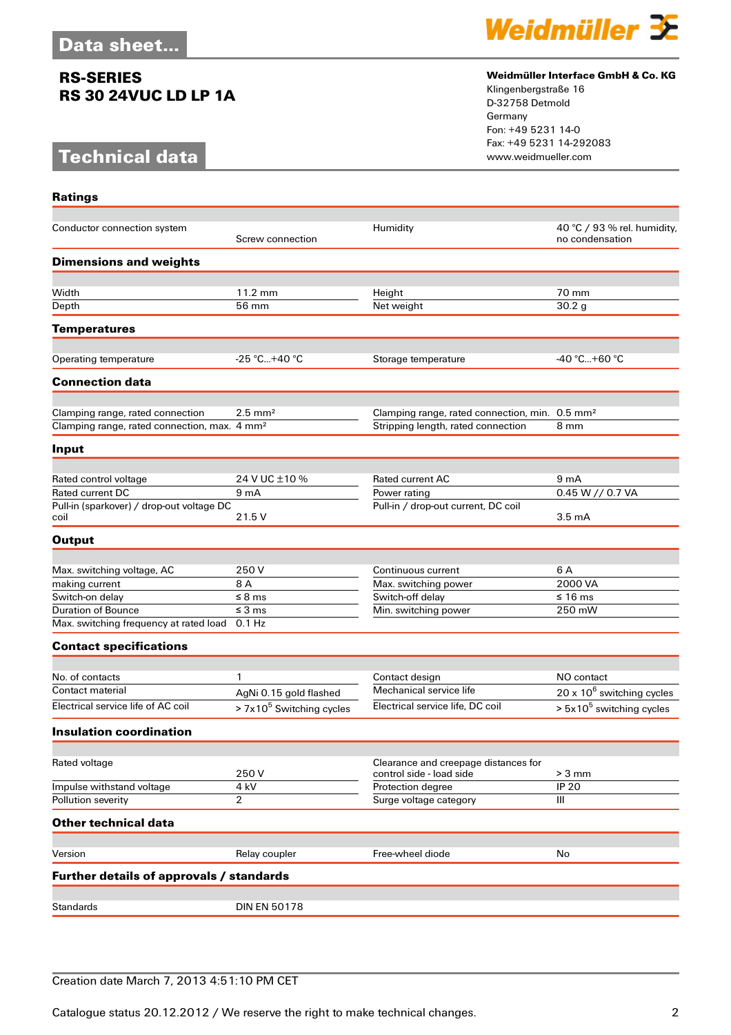# Data sheet...

## RS-SERIES
## RS 30 24VUC LD LP 1A

Weidmüller Interface GmbH & Co. KG
Klingenbergstraße 16
D-32758 Detmold
Germany
Fon: +49 5231 14-0
Fax: +49 5231 14-292083
www.weidmueller.com

# Technical data

### Ratings

| | | | |
|---|---|---|---|
| Conductor connection system | Screw connection | Humidity | 40 °C / 93 % rel. humidity, no condensation |

### Dimensions and weights

| | | | |
|---|---|---|---|
| Width | 11.2 mm | Height | 70 mm |
| Depth | 56 mm | Net weight | 30.2 g |

### Temperatures

| | | | |
|---|---|---|---|
| Operating temperature | -25 °C...+40 °C | Storage temperature | -40 °C...+60 °C |

### Connection data

| | | | |
|---|---|---|---|
| Clamping range, rated connection | 2.5 mm² | Clamping range, rated connection, min. | 0.5 mm² |
| Clamping range, rated connection, max. | 4 mm² | Stripping length, rated connection | 8 mm |

### Input

| | | | |
|---|---|---|---|
| Rated control voltage | 24 V UC ±10 % | Rated current AC | 9 mA |
| Rated current DC | 9 mA | Power rating | 0.45 W // 0.7 VA |
| Pull-in (sparkover) / drop-out voltage DC coil | 21.5 V | Pull-in / drop-out current, DC coil | 3.5 mA |

### Output

| | | | |
|---|---|---|---|
| Max. switching voltage, AC | 250 V | Continuous current | 6 A |
| making current | 8 A | Max. switching power | 2000 VA |
| Switch-on delay | ≤ 8 ms | Switch-off delay | ≤ 16 ms |
| Duration of Bounce | ≤ 3 ms | Min. switching power | 250 mW |
| Max. switching frequency at rated load | 0.1 Hz | | |

### Contact specifications

| | | | |
|---|---|---|---|
| No. of contacts | 1 | Contact design | NO contact |
| Contact material | AgNi 0.15 gold flashed | Mechanical service life | 20 x $10^6$ switching cycles |
| Electrical service life of AC coil | > 7x$10^5$ Switching cycles | Electrical service life, DC coil | > 5x$10^5$ switching cycles |

### Insulation coordination

| | | | |
|---|---|---|---|
| Rated voltage | 250 V | Clearance and creepage distances for control side - load side | > 3 mm |
| Impulse withstand voltage | 4 kV | Protection degree | IP 20 |
| Pollution severity | 2 | Surge voltage category | III |

### Other technical data

| | | | |
|---|---|---|---|
| Version | Relay coupler | Free-wheel diode | No |

### Further details of approvals / standards

| | |
|---|---|
| Standards | DIN EN 50178 |

Creation date March 7, 2013 4:51:10 PM CET

Catalogue status 20.12.2012 / We reserve the right to make technical changes.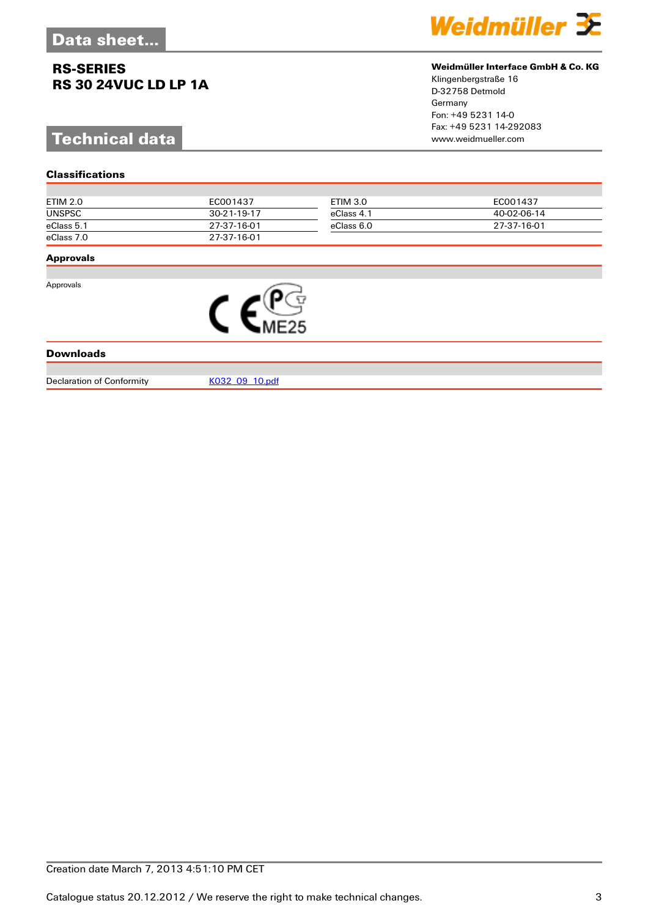Data sheet...

**RS-SERIES**
**RS 30 24VUC LD LP 1A**

**Weidmüller Interface GmbH & Co. KG**
Klingenbergstraße 16
D-32758 Detmold
Germany
Fon: +49 5231 14-0
Fax: +49 5231 14-292083
www.weidmueller.com

# Technical data

## Classifications

| | | | |
|---|---|---|---|
| ETIM 2.0 | EC001437 | ETIM 3.0 | EC001437 |
| UNSPSC | 30-21-19-17 | eClass 4.1 | 40-02-06-14 |
| eClass 5.1 | 27-37-16-01 | eClass 6.0 | 27-37-16-01 |
| eClass 7.0 | 27-37-16-01 | | |

## Approvals

Approvals

## Downloads

| | |
|---|---|
| Declaration of Conformity | K032_09_10.pdf |

Creation date March 7, 2013 4:51:10 PM CET

Catalogue status 20.12.2012 / We reserve the right to make technical changes.